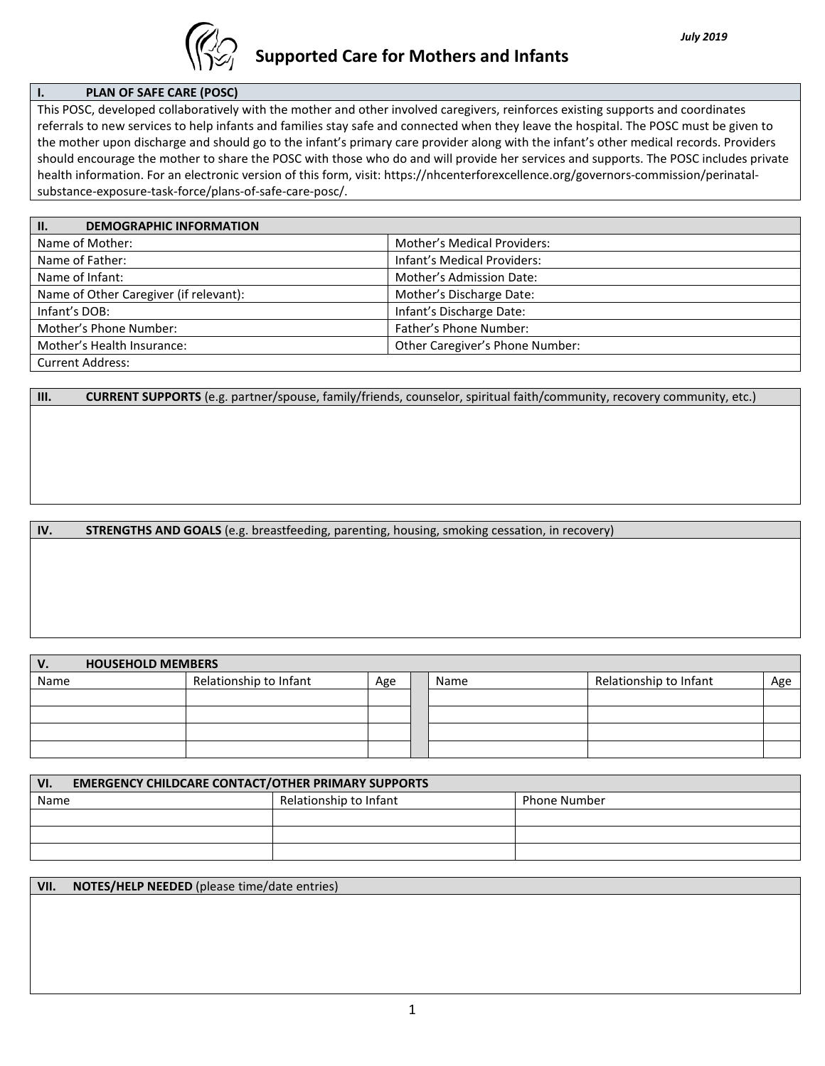July 2019

# Supported Care for Mothers and Infants

## I. PLAN OF SAFE CARE (POSC)

This POSC, developed collaboratively with the mother and other involved caregivers, reinforces existing supports and coordinates referrals to new services to help infants and families stay safe and connected when they leave the hospital. The POSC must be given to the mother upon discharge and should go to the infant's primary care provider along with the infant's other medical records. Providers should encourage the mother to share the POSC with those who do and will provide her services and supports. The POSC includes private health information. For an electronic version of this form, visit: https://nhcenterforexcellence.org/governors-commission/perinatal-substance-exposure-task-force/plans-of-safe-care-posc/.

## II. DEMOGRAPHIC INFORMATION

| | |
|---|---|
| Name of Mother: | Mother's Medical Providers: |
| Name of Father: | Infant's Medical Providers: |
| Name of Infant: | Mother's Admission Date: |
| Name of Other Caregiver (if relevant): | Mother's Discharge Date: |
| Infant's DOB: | Infant's Discharge Date: |
| Mother's Phone Number: | Father's Phone Number: |
| Mother's Health Insurance: | Other Caregiver's Phone Number: |
| Current Address: | |

## III. CURRENT SUPPORTS (e.g. partner/spouse, family/friends, counselor, spiritual faith/community, recovery community, etc.)

## IV. STRENGTHS AND GOALS (e.g. breastfeeding, parenting, housing, smoking cessation, in recovery)

## V. HOUSEHOLD MEMBERS

| Name | Relationship to Infant | Age | | Name | Relationship to Infant | Age |
|---|---|---|---|---|---|---|
| | | | | | | |
| | | | | | | |
| | | | | | | |
| | | | | | | |

## VI. EMERGENCY CHILDCARE CONTACT/OTHER PRIMARY SUPPORTS

| Name | Relationship to Infant | Phone Number |
|---|---|---|
| | | |
| | | |
| | | |

## VII. NOTES/HELP NEEDED (please time/date entries)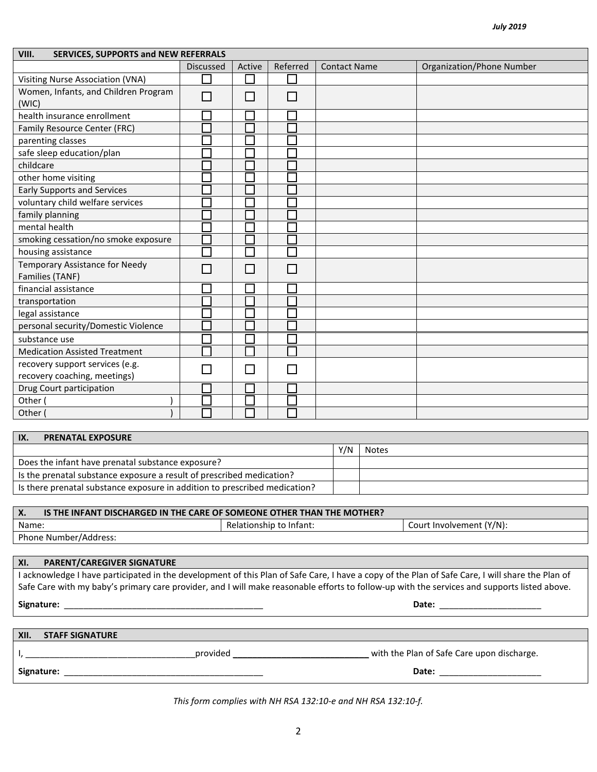*July 2019*

| VIII. SERVICES, SUPPORTS and NEW REFERRALS | | | | | |
|---|---|---|---|---|---|
| | Discussed | Active | Referred | Contact Name | Organization/Phone Number |
| Visiting Nurse Association (VNA) | ☐ | ☐ | ☐ | | |
| Women, Infants, and Children Program (WIC) | ☐ | ☐ | ☐ | | |
| health insurance enrollment | ☐ | ☐ | ☐ | | |
| Family Resource Center (FRC) | ☐ | ☐ | ☐ | | |
| parenting classes | ☐ | ☐ | ☐ | | |
| safe sleep education/plan | ☐ | ☐ | ☐ | | |
| childcare | ☐ | ☐ | ☐ | | |
| other home visiting | ☐ | ☐ | ☐ | | |
| Early Supports and Services | ☐ | ☐ | ☐ | | |
| voluntary child welfare services | ☐ | ☐ | ☐ | | |
| family planning | ☐ | ☐ | ☐ | | |
| mental health | ☐ | ☐ | ☐ | | |
| smoking cessation/no smoke exposure | ☐ | ☐ | ☐ | | |
| housing assistance | ☐ | ☐ | ☐ | | |
| Temporary Assistance for Needy Families (TANF) | ☐ | ☐ | ☐ | | |
| financial assistance | ☐ | ☐ | ☐ | | |
| transportation | ☐ | ☐ | ☐ | | |
| legal assistance | ☐ | ☐ | ☐ | | |
| personal security/Domestic Violence | ☐ | ☐ | ☐ | | |
| substance use | ☐ | ☐ | ☐ | | |
| Medication Assisted Treatment | ☐ | ☐ | ☐ | | |
| recovery support services (e.g. recovery coaching, meetings) | ☐ | ☐ | ☐ | | |
| Drug Court participation | ☐ | ☐ | ☐ | | |
| Other (                    ) | ☐ | ☐ | ☐ | | |
| Other (                    ) | ☐ | ☐ | ☐ | | |

| IX. PRENATAL EXPOSURE | | |
|---|---|---|
| | Y/N | Notes |
| Does the infant have prenatal substance exposure? | | |
| Is the prenatal substance exposure a result of prescribed medication? | | |
| Is there prenatal substance exposure in addition to prescribed medication? | | |

| X. IS THE INFANT DISCHARGED IN THE CARE OF SOMEONE OTHER THAN THE MOTHER? | | |
|---|---|---|
| Name: | Relationship to Infant: | Court Involvement (Y/N): |
| Phone Number/Address: | | |

## XI. PARENT/CAREGIVER SIGNATURE

I acknowledge I have participated in the development of this Plan of Safe Care, I have a copy of the Plan of Safe Care, I will share the Plan of Safe Care with my baby's primary care provider, and I will make reasonable efforts to follow-up with the services and supports listed above.

**Signature:** ________________________________________ **Date:** _____________________

## XII. STAFF SIGNATURE

I, ___________________________________provided ____________________________ with the Plan of Safe Care upon discharge.

**Signature:** ________________________________________ **Date:** _____________________

*This form complies with NH RSA 132:10-e and NH RSA 132:10-f.*